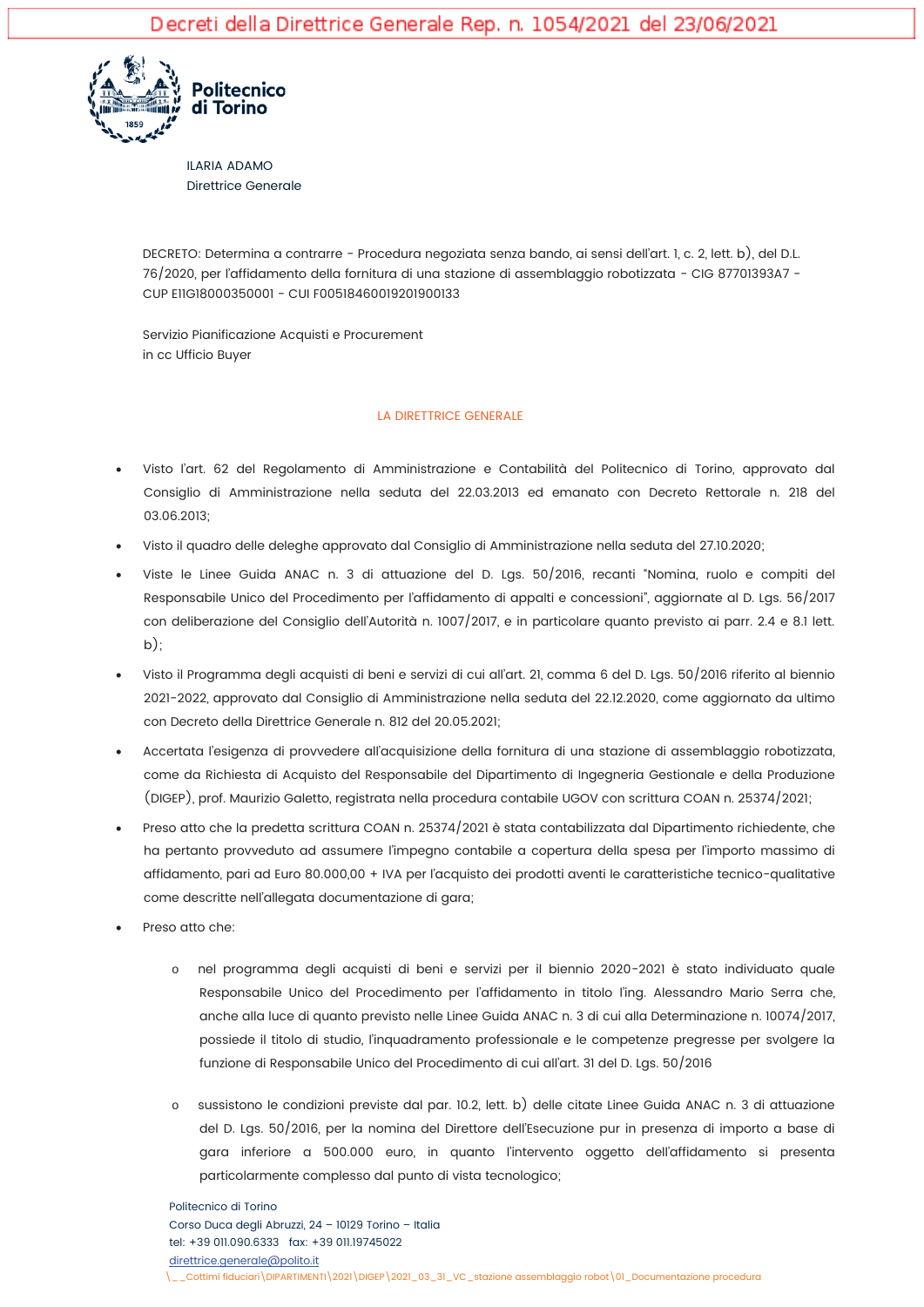Decreti della Direttrice Generale Rep. n. 1054/2021 del 23/06/2021

Politecnico di Torino

ILARIA ADAMO
Direttrice Generale

DECRETO: Determina a contrarre - Procedura negoziata senza bando, ai sensi dell'art. 1, c. 2, lett. b), del D.L. 76/2020, per l'affidamento della fornitura di una stazione di assemblaggio robotizzata - CIG 87701393A7 - CUP E11G18000350001 - CUI F00518460019201900133

Servizio Pianificazione Acquisti e Procurement
in cc Ufficio Buyer

LA DIRETTRICE GENERALE

- Visto l'art. 62 del Regolamento di Amministrazione e Contabilità del Politecnico di Torino, approvato dal Consiglio di Amministrazione nella seduta del 22.03.2013 ed emanato con Decreto Rettorale n. 218 del 03.06.2013;
- Visto il quadro delle deleghe approvato dal Consiglio di Amministrazione nella seduta del 27.10.2020;
- Viste le Linee Guida ANAC n. 3 di attuazione del D. Lgs. 50/2016, recanti "Nomina, ruolo e compiti del Responsabile Unico del Procedimento per l'affidamento di appalti e concessioni", aggiornate al D. Lgs. 56/2017 con deliberazione del Consiglio dell'Autorità n. 1007/2017, e in particolare quanto previsto ai parr. 2.4 e 8.1 lett. b);
- Visto il Programma degli acquisti di beni e servizi di cui all'art. 21, comma 6 del D. Lgs. 50/2016 riferito al biennio 2021-2022, approvato dal Consiglio di Amministrazione nella seduta del 22.12.2020, come aggiornato da ultimo con Decreto della Direttrice Generale n. 812 del 20.05.2021;
- Accertata l'esigenza di provvedere all'acquisizione della fornitura di una stazione di assemblaggio robotizzata, come da Richiesta di Acquisto del Responsabile del Dipartimento di Ingegneria Gestionale e della Produzione (DIGEP), prof. Maurizio Galetto, registrata nella procedura contabile UGOV con scrittura COAN n. 25374/2021;
- Preso atto che la predetta scrittura COAN n. 25374/2021 è stata contabilizzata dal Dipartimento richiedente, che ha pertanto provveduto ad assumere l'impegno contabile a copertura della spesa per l'importo massimo di affidamento, pari ad Euro 80.000,00 + IVA per l'acquisto dei prodotti aventi le caratteristiche tecnico-qualitative come descritte nell'allegata documentazione di gara;
- Preso atto che:
    - nel programma degli acquisti di beni e servizi per il biennio 2020-2021 è stato individuato quale Responsabile Unico del Procedimento per l'affidamento in titolo l'ing. Alessandro Mario Serra che, anche alla luce di quanto previsto nelle Linee Guida ANAC n. 3 di cui alla Determinazione n. 10074/2017, possiede il titolo di studio, l'inquadramento professionale e le competenze pregresse per svolgere la funzione di Responsabile Unico del Procedimento di cui all'art. 31 del D. Lgs. 50/2016
    - sussistono le condizioni previste dal par. 10.2, lett. b) delle citate Linee Guida ANAC n. 3 di attuazione del D. Lgs. 50/2016, per la nomina del Direttore dell'Esecuzione pur in presenza di importo a base di gara inferiore a 500.000 euro, in quanto l'intervento oggetto dell'affidamento si presenta particolarmente complesso dal punto di vista tecnologico;

Politecnico di Torino
Corso Duca degli Abruzzi, 24 – 10129 Torino – Italia
tel: +39 011.090.6333 fax: +39 011.19745022
direttrice.generale@polito.it
\__Cottimi fiduciari\DIPARTIMENTI\2021\DIGEP\2021_03_31_VC_stazione assemblaggio robot\01_Documentazione procedura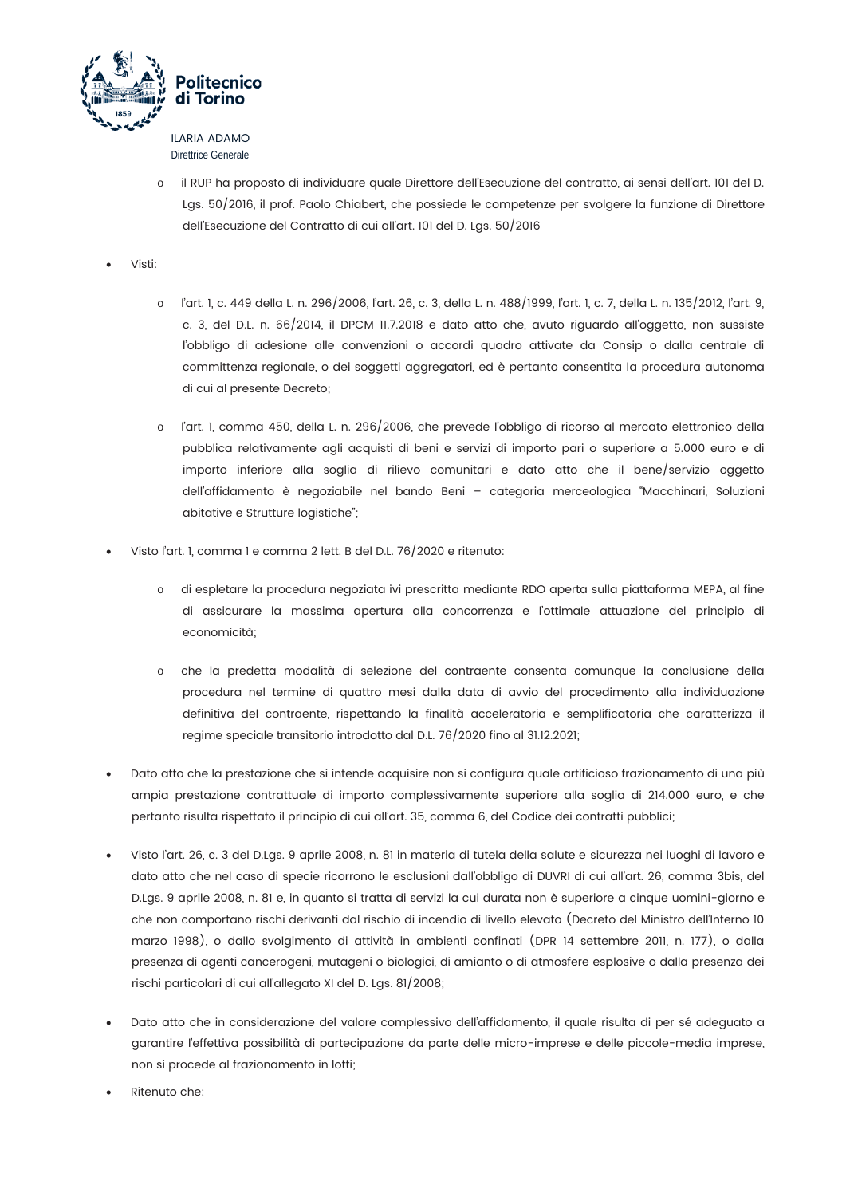- il RUP ha proposto di individuare quale Direttore dell'Esecuzione del contratto, ai sensi dell'art. 101 del D. Lgs. 50/2016, il prof. Paolo Chiabert, che possiede le competenze per svolgere la funzione di Direttore dell'Esecuzione del Contratto di cui all'art. 101 del D. Lgs. 50/2016

- Visti:

  - l'art. 1, c. 449 della L. n. 296/2006, l'art. 26, c. 3, della L. n. 488/1999, l'art. 1, c. 7, della L. n. 135/2012, l'art. 9, c. 3, del D.L. n. 66/2014, il DPCM 11.7.2018 e dato atto che, avuto riguardo all'oggetto, non sussiste l'obbligo di adesione alle convenzioni o accordi quadro attivate da Consip o dalla centrale di committenza regionale, o dei soggetti aggregatori, ed è pertanto consentita la procedura autonoma di cui al presente Decreto;

  - l'art. 1, comma 450, della L. n. 296/2006, che prevede l'obbligo di ricorso al mercato elettronico della pubblica relativamente agli acquisti di beni e servizi di importo pari o superiore a 5.000 euro e di importo inferiore alla soglia di rilievo comunitari e dato atto che il bene/servizio oggetto dell'affidamento è negoziabile nel bando Beni – categoria merceologica "Macchinari, Soluzioni abitative e Strutture logistiche";

- Visto l'art. 1, comma 1 e comma 2 lett. B del D.L. 76/2020 e ritenuto:

  - di espletare la procedura negoziata ivi prescritta mediante RDO aperta sulla piattaforma MEPA, al fine di assicurare la massima apertura alla concorrenza e l'ottimale attuazione del principio di economicità;

  - che la predetta modalità di selezione del contraente consenta comunque la conclusione della procedura nel termine di quattro mesi dalla data di avvio del procedimento alla individuazione definitiva del contraente, rispettando la finalità acceleratoria e semplificatoria che caratterizza il regime speciale transitorio introdotto dal D.L. 76/2020 fino al 31.12.2021;

- Dato atto che la prestazione che si intende acquisire non si configura quale artificioso frazionamento di una più ampia prestazione contrattuale di importo complessivamente superiore alla soglia di 214.000 euro, e che pertanto risulta rispettato il principio di cui all'art. 35, comma 6, del Codice dei contratti pubblici;

- Visto l'art. 26, c. 3 del D.Lgs. 9 aprile 2008, n. 81 in materia di tutela della salute e sicurezza nei luoghi di lavoro e dato atto che nel caso di specie ricorrono le esclusioni dall'obbligo di DUVRI di cui all'art. 26, comma 3bis, del D.Lgs. 9 aprile 2008, n. 81 e, in quanto si tratta di servizi la cui durata non è superiore a cinque uomini-giorno e che non comportano rischi derivanti dal rischio di incendio di livello elevato (Decreto del Ministro dell'Interno 10 marzo 1998), o dallo svolgimento di attività in ambienti confinati (DPR 14 settembre 2011, n. 177), o dalla presenza di agenti cancerogeni, mutageni o biologici, di amianto o di atmosfere esplosive o dalla presenza dei rischi particolari di cui all'allegato XI del D. Lgs. 81/2008;

- Dato atto che in considerazione del valore complessivo dell'affidamento, il quale risulta di per sé adeguato a garantire l'effettiva possibilità di partecipazione da parte delle micro-imprese e delle piccole-media imprese, non si procede al frazionamento in lotti;

- Ritenuto che: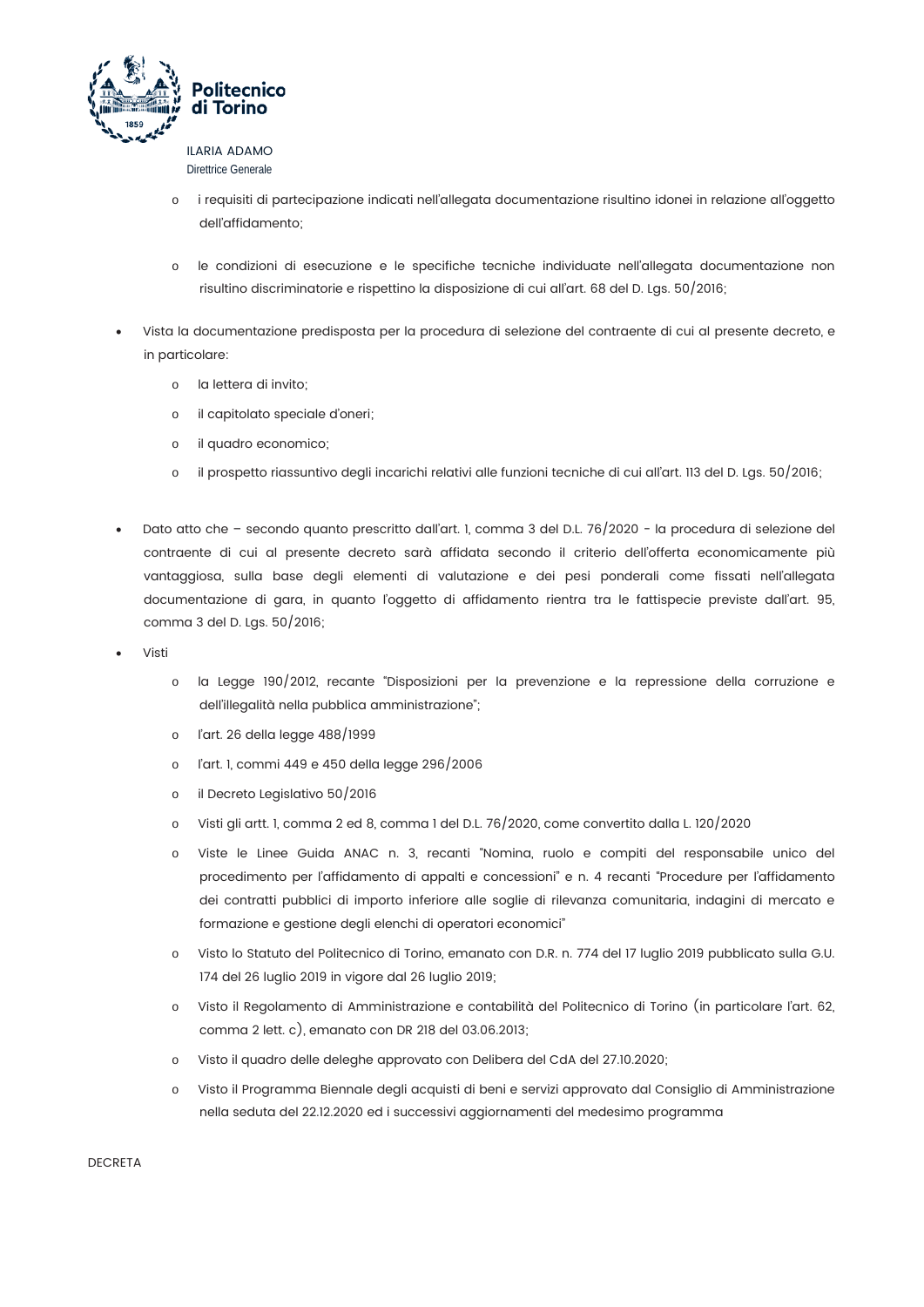ILARIA ADAMO
Direttrice Generale

- i requisiti di partecipazione indicati nell'allegata documentazione risultino idonei in relazione all'oggetto dell'affidamento;
- le condizioni di esecuzione e le specifiche tecniche individuate nell'allegata documentazione non risultino discriminatorie e rispettino la disposizione di cui all'art. 68 del D. Lgs. 50/2016;

- Vista la documentazione predisposta per la procedura di selezione del contraente di cui al presente decreto, e in particolare:
  - la lettera di invito;
  - il capitolato speciale d'oneri;
  - il quadro economico;
  - il prospetto riassuntivo degli incarichi relativi alle funzioni tecniche di cui all'art. 113 del D. Lgs. 50/2016;

- Dato atto che – secondo quanto prescritto dall'art. 1, comma 3 del D.L. 76/2020 - la procedura di selezione del contraente di cui al presente decreto sarà affidata secondo il criterio dell'offerta economicamente più vantaggiosa, sulla base degli elementi di valutazione e dei pesi ponderali come fissati nell'allegata documentazione di gara, in quanto l'oggetto di affidamento rientra tra le fattispecie previste dall'art. 95, comma 3 del D. Lgs. 50/2016;
- Visti
  - la Legge 190/2012, recante "Disposizioni per la prevenzione e la repressione della corruzione e dell'illegalità nella pubblica amministrazione";
  - l'art. 26 della legge 488/1999
  - l'art. 1, commi 449 e 450 della legge 296/2006
  - il Decreto Legislativo 50/2016
  - Visti gli artt. 1, comma 2 ed 8, comma 1 del D.L. 76/2020, come convertito dalla L. 120/2020
  - Viste le Linee Guida ANAC n. 3, recanti "Nomina, ruolo e compiti del responsabile unico del procedimento per l'affidamento di appalti e concessioni" e n. 4 recanti "Procedure per l'affidamento dei contratti pubblici di importo inferiore alle soglie di rilevanza comunitaria, indagini di mercato e formazione e gestione degli elenchi di operatori economici"
  - Visto lo Statuto del Politecnico di Torino, emanato con D.R. n. 774 del 17 luglio 2019 pubblicato sulla G.U. 174 del 26 luglio 2019 in vigore dal 26 luglio 2019;
  - Visto il Regolamento di Amministrazione e contabilità del Politecnico di Torino (in particolare l'art. 62, comma 2 lett. c), emanato con DR 218 del 03.06.2013;
  - Visto il quadro delle deleghe approvato con Delibera del CdA del 27.10.2020;
  - Visto il Programma Biennale degli acquisti di beni e servizi approvato dal Consiglio di Amministrazione nella seduta del 22.12.2020 ed i successivi aggiornamenti del medesimo programma

DECRETA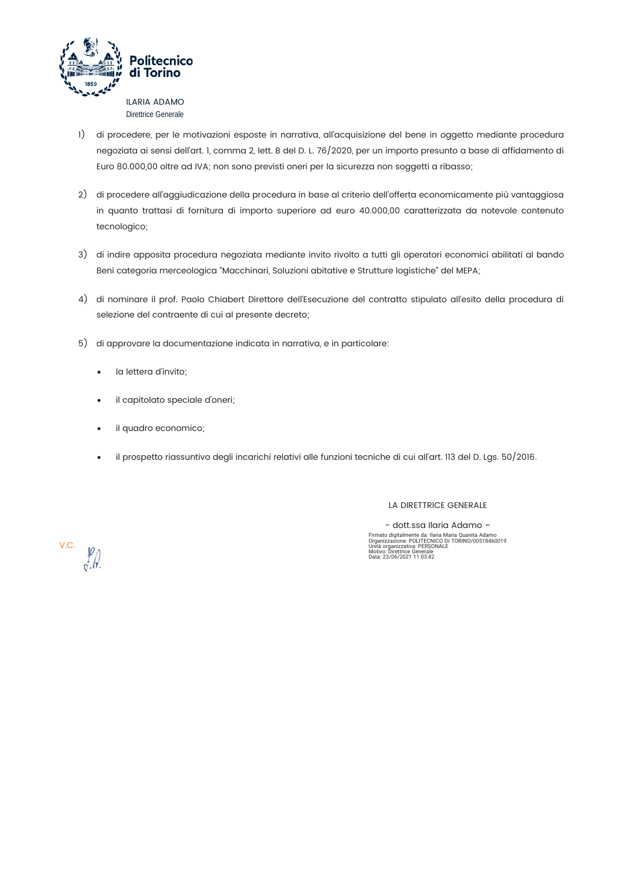ILARIA ADAMO
Direttrice Generale

1) di procedere, per le motivazioni esposte in narrativa, all'acquisizione del bene in oggetto mediante procedura negoziata ai sensi dell'art. 1, comma 2, lett. B del D. L. 76/2020, per un importo presunto a base di affidamento di Euro 80.000,00 oltre ad IVA; non sono previsti oneri per la sicurezza non soggetti a ribasso;

2) di procedere all'aggiudicazione della procedura in base al criterio dell'offerta economicamente più vantaggiosa in quanto trattasi di fornitura di importo superiore ad euro 40.000,00 caratterizzata da notevole contenuto tecnologico;

3) di indire apposita procedura negoziata mediante invito rivolto a tutti gli operatori economici abilitati al bando Beni categoria merceologica "Macchinari, Soluzioni abitative e Strutture logistiche" del MEPA;

4) di nominare il prof. Paolo Chiabert Direttore dell'Esecuzione del contratto stipulato all'esito della procedura di selezione del contraente di cui al presente decreto;

5) di approvare la documentazione indicata in narrativa, e in particolare:

- la lettera d'invito;
- il capitolato speciale d'oneri;
- il quadro economico;
- il prospetto riassuntivo degli incarichi relativi alle funzioni tecniche di cui all'art. 113 del D. Lgs. 50/2016.

LA DIRETTRICE GENERALE

\- dott.ssa Ilaria Adamo –

Firmato digitalmente da: Ilaria Maria Quanita Adamo
Organizzazione: POLITECNICO DI TORINO/00518460019
Unità organizzativa: PERSONALE
Motivo: Direttrice Generale
Data: 23/06/2021 11:03:42

V.C.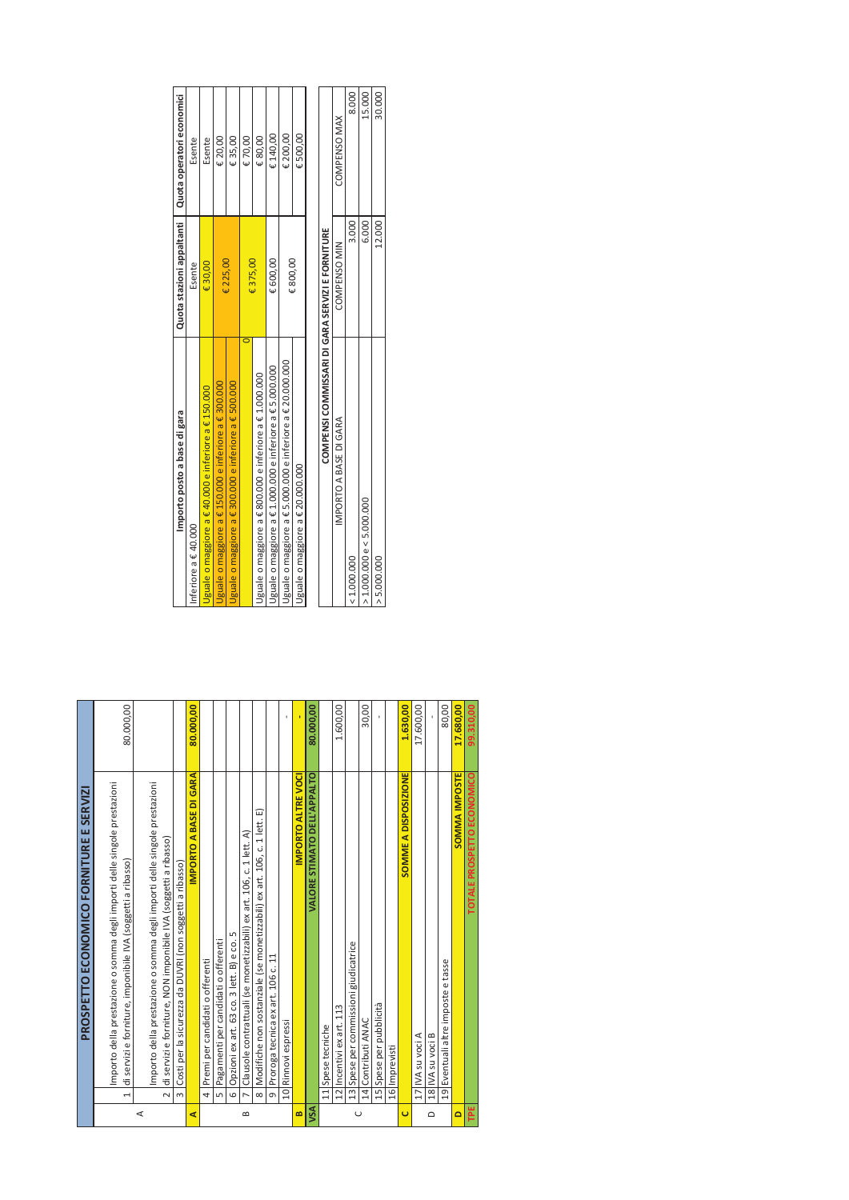## PROSPETTO ECONOMICO FORNITURE E SERVIZI

| | | | |
|---|---|---|---|
| A | 1 | Importo della prestazione o somma degli importi delle singole prestazioni di servizi e forniture, imponibile IVA (soggetti a ribasso) | 80.000,00 |
| | 2 | Importo della prestazione o somma degli importi delle singole prestazioni di servizi e forniture, NON imponibile IVA (soggetti a ribasso) | |
| | 3 | Costi per la sicurezza da DUVRI (non soggetti a ribasso) | |
| **A** | | **IMPORTO A BASE DI GARA** | **80.000,00** |
| B | 4 | Premi per candidati o offerenti | |
| | 5 | Pagamenti per candidati o offerenti | |
| | 6 | Opzioni ex art. 63 co. 3 lett. B) e co. 5 | |
| | 7 | Clausole contrattuali (se monetizzabili) ex art. 106, c. 1 lett. A) | |
| | 8 | Modifiche non sostanziale (se monetizzabili) ex art. 106, c. 1 lett. E) | |
| | 9 | Proroga tecnica ex art. 106 c. 11 | |
| | 10 | Rinnovi espressi | - |
| **B** | | **IMPORTO ALTRE VOCI** | **-** |
| **VSA** | | **VALORE STIMATO DELL'APPALTO** | **80.000,00** |
| C | 11 | Spese tecniche | |
| | 12 | Incentivi ex art. 113 | 1.600,00 |
| | 13 | Spese per commissioni giudicatrice | |
| | 14 | Contributi ANAC | 30,00 |
| | 15 | Spese per pubblicità | - |
| | 16 | Imprevisti | |
| **C** | | **SOMME A DISPOSIZIONE** | **1.630,00** |
| D | 17 | IVA su voci A | 17.600,00 |
| | 18 | IVA su voci B | - |
| | 19 | Eventuali altre imposte e tasse | 80,00 |
| **D** | | **SOMMA IMPOSTE** | **17.680,00** |
| **TPE** | | **TOTALE PROSPETTO ECONOMICO** | **99.310,00** |

| Importo posto a base di gara | Quota stazioni appaltanti | Quota operatori economici |
|---|---|---|
| Inferiore a € 40.000 | Esente | Esente |
| Uguale o maggiore a € 40.000 e inferiore a € 150.000 | € 30,00 | Esente |
| Uguale o maggiore a € 150.000 e inferiore a € 300.000 | € 225,00 | € 20,00 |
| Uguale o maggiore a € 300.000 e inferiore a € 500.000 | | € 35,00 |
| 0 | € 375,00 | € 70,00 |
| Uguale o maggiore a € 800.000 e inferiore a € 1.000.000 | | € 80,00 |
| Uguale o maggiore a € 1.000.000 e inferiore a € 5.000.000 | € 600,00 | € 140,00 |
| Uguale o maggiore a € 5.000.000 e inferiore a € 20.000.000 | € 800,00 | € 200,00 |
| Uguale o maggiore a € 20.000.000 | | € 500,00 |

| COMPENSI COMMISSARI DI GARA SERVIZI E FORNITURE | | |
|---|---|---|
| IMPORTO A BASE DI GARA | COMPENSO MIN | COMPENSO MAX |
| < 1.000.000 | 3.000 | 8.000 |
| > 1.000.000 e < 5.000.000 | 6.000 | 15.000 |
| > 5.000.000 | 12.000 | 30.000 |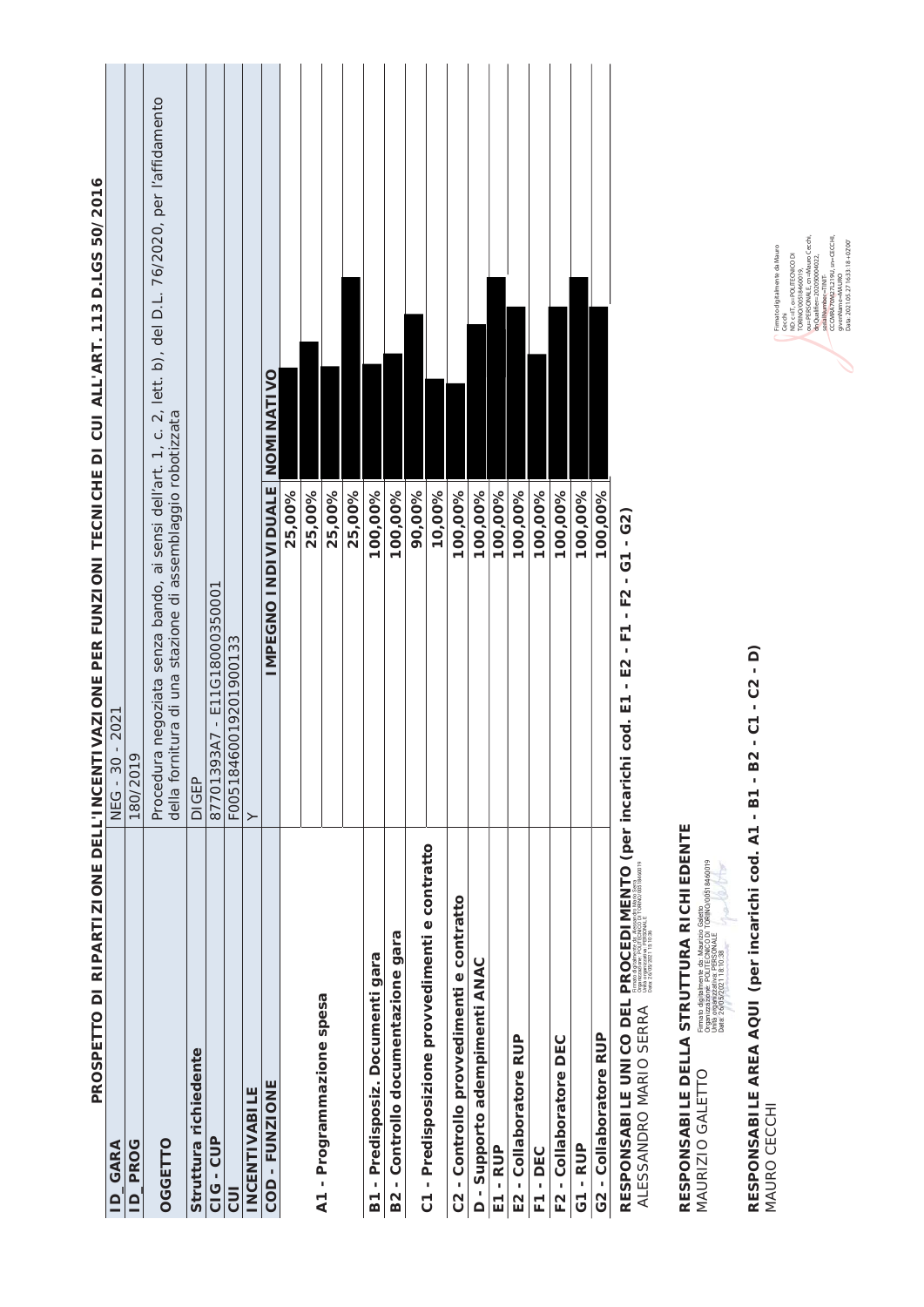# PROSPETTO DI RIPARTIZIONE DELL'INCENTIVAZIONE PER FUNZIONI TECNICHE DI CUI ALL'ART. 113 D.LGS 50/2016

| | |
|---|---|
| **ID_GARA** | NEG - 30 - 2021 |
| **ID_PROG** | 180/2019 |
| **OGGETTO** | Procedura negoziata senza bando, ai sensi dell'art. 1, c. 2, lett. b), del D.L. 76/2020, per l'affidamento della fornitura di una stazione di assemblaggio robotizzata |
| **Struttura richiedente** | DIGEP |
| **CIG - CUP** | 87701393A7 - E11G18000350001 |
| **CUI** | F00518460019201900133 |
| **INCENTIVABILE** | Y |

| COD - FUNZIONE | IMPEGNO INDIVIDUALE | NOMINATIVO |
|---|---|---|
| A1 - Programmazione spesa | 25,00% | |
| | 25,00% | |
| | 25,00% | |
| | 25,00% | |
| B1 - Predisposiz. Documenti gara | 100,00% | |
| B2 - Controllo documentazione gara | 100,00% | |
| C1 - Predisposizione provvedimenti e contratto | 90,00% | |
| | 10,00% | |
| C2 - Controllo provvedimenti e contratto | 100,00% | |
| D - Supporto adempimenti ANAC | 100,00% | |
| E1 - RUP | 100,00% | |
| E2 - Collaboratore RUP | 100,00% | |
| F1 - DEC | 100,00% | |
| F2 - Collaboratore DEC | 100,00% | |
| G1 - RUP | 100,00% | |
| G2 - Collaboratore RUP | 100,00% | |

**RESPONSABILE UNICO DEL PROCEDIMENTO (per incarichi cod. E1 - E2 - F1 - F2 - G1 - G2)**
ALESSANDRO MARIO SERRA

**RESPONSABILE DELLA STRUTTURA RICHIEDENTE**
MAURIZIO GALETTO

Firmato digitalmente da: Maurizio Galetto
Organizzazione: POLITECNICO DI TORINO/00518460019
Unità organizzativa: PERSONALE
Data: 26/05/2021 18:10:38

**RESPONSABILE AREA AQUI (per incarichi cod. A1 - B1 - B2 - C1 - C2 - D)**
MAURO CECCHI